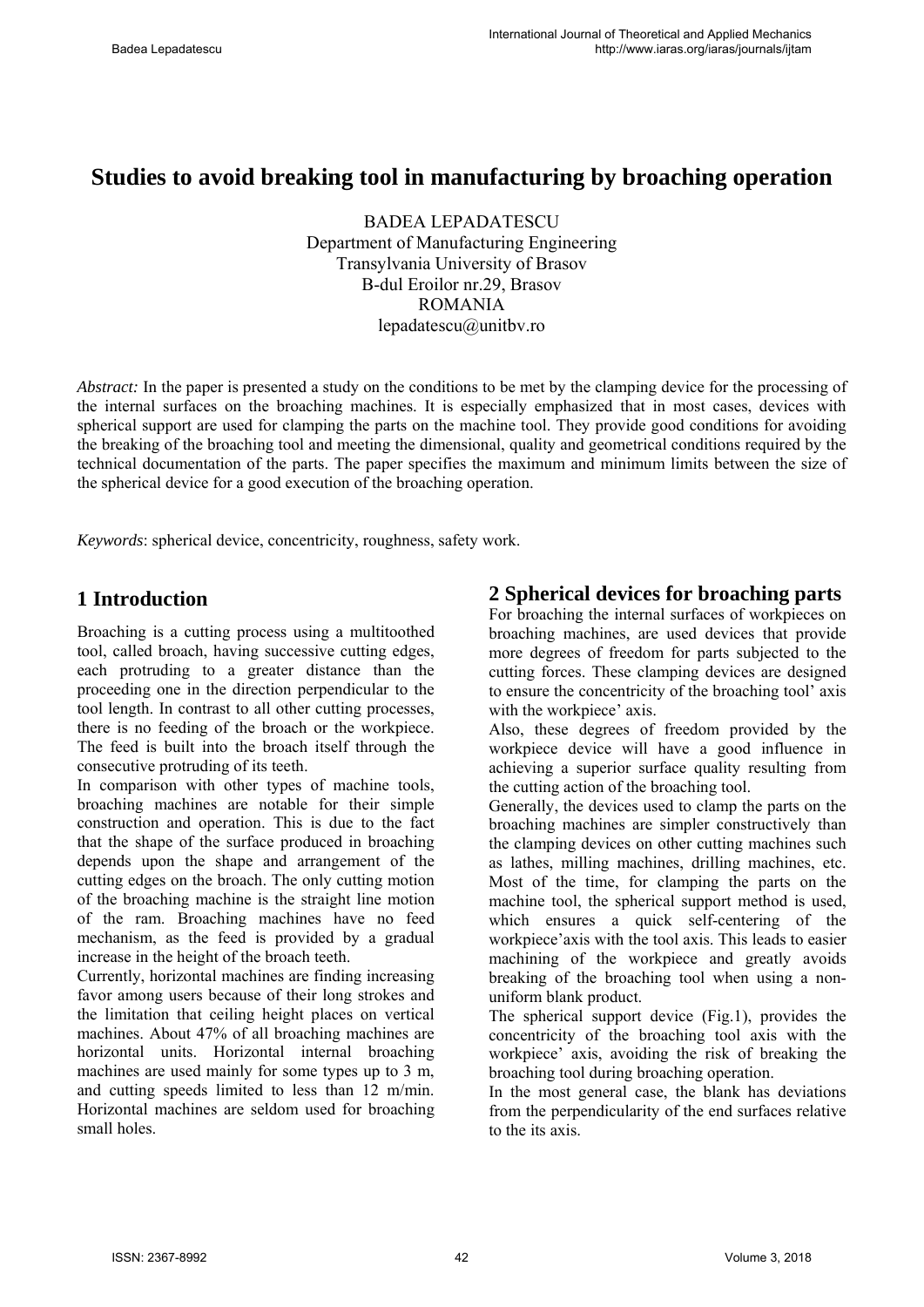# Studies to avoid breaking tool in manufacturing by broaching operation

BADEA LEPADATESCU
Department of Manufacturing Engineering
Transylvania University of Brasov
B-dul Eroilor nr.29, Brasov
ROMANIA
lepadatescu@unitbv.ro

*Abstract:* In the paper is presented a study on the conditions to be met by the clamping device for the processing of the internal surfaces on the broaching machines. It is especially emphasized that in most cases, devices with spherical support are used for clamping the parts on the machine tool. They provide good conditions for avoiding the breaking of the broaching tool and meeting the dimensional, quality and geometrical conditions required by the technical documentation of the parts. The paper specifies the maximum and minimum limits between the size of the spherical device for a good execution of the broaching operation.

*Keywords*: spherical device, concentricity, roughness, safety work.

## 1 Introduction

Broaching is a cutting process using a multitoothed tool, called broach, having successive cutting edges, each protruding to a greater distance than the proceeding one in the direction perpendicular to the tool length. In contrast to all other cutting processes, there is no feeding of the broach or the workpiece. The feed is built into the broach itself through the consecutive protruding of its teeth.

In comparison with other types of machine tools, broaching machines are notable for their simple construction and operation. This is due to the fact that the shape of the surface produced in broaching depends upon the shape and arrangement of the cutting edges on the broach. The only cutting motion of the broaching machine is the straight line motion of the ram. Broaching machines have no feed mechanism, as the feed is provided by a gradual increase in the height of the broach teeth.

Currently, horizontal machines are finding increasing favor among users because of their long strokes and the limitation that ceiling height places on vertical machines. About 47% of all broaching machines are horizontal units. Horizontal internal broaching machines are used mainly for some types up to 3 m, and cutting speeds limited to less than 12 m/min. Horizontal machines are seldom used for broaching small holes.

## 2 Spherical devices for broaching parts

For broaching the internal surfaces of workpieces on broaching machines, are used devices that provide more degrees of freedom for parts subjected to the cutting forces. These clamping devices are designed to ensure the concentricity of the broaching tool' axis with the workpiece' axis.

Also, these degrees of freedom provided by the workpiece device will have a good influence in achieving a superior surface quality resulting from the cutting action of the broaching tool.

Generally, the devices used to clamp the parts on the broaching machines are simpler constructively than the clamping devices on other cutting machines such as lathes, milling machines, drilling machines, etc. Most of the time, for clamping the parts on the machine tool, the spherical support method is used, which ensures a quick self-centering of the workpiece'axis with the tool axis. This leads to easier machining of the workpiece and greatly avoids breaking of the broaching tool when using a non-uniform blank product.

The spherical support device (Fig.1), provides the concentricity of the broaching tool axis with the workpiece' axis, avoiding the risk of breaking the broaching tool during broaching operation.

In the most general case, the blank has deviations from the perpendicularity of the end surfaces relative to the its axis.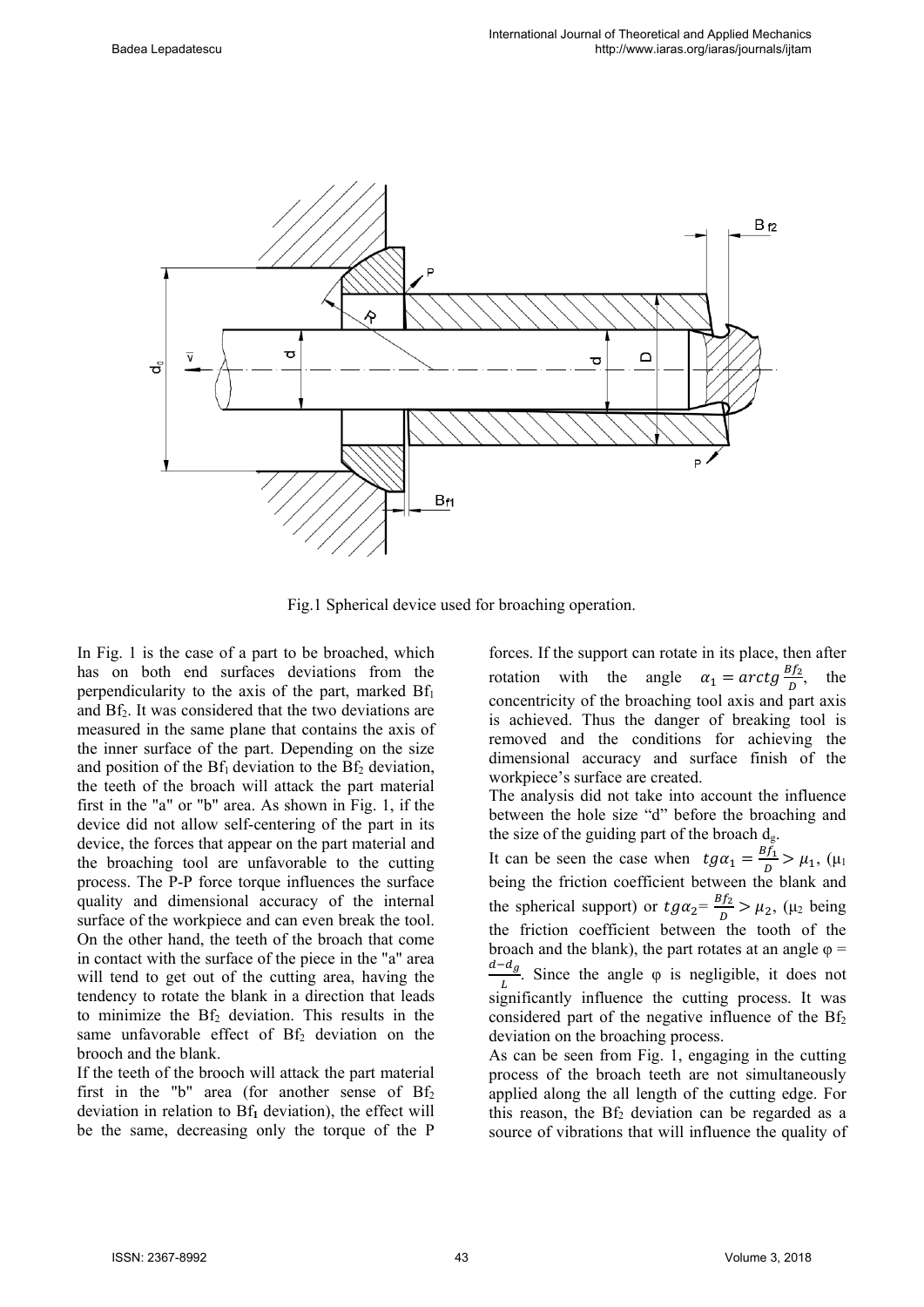Fig.1 Spherical device used for broaching operation.

In Fig. 1 is the case of a part to be broached, which has on both end surfaces deviations from the perpendicularity to the axis of the part, marked $Bf_1$ and $Bf_2$. It was considered that the two deviations are measured in the same plane that contains the axis of the inner surface of the part. Depending on the size and position of the $Bf_1$ deviation to the $Bf_2$ deviation, the teeth of the broach will attack the part material first in the "a" or "b" area. As shown in Fig. 1, if the device did not allow self-centering of the part in its device, the forces that appear on the part material and the broaching tool are unfavorable to the cutting process. The P-P force torque influences the surface quality and dimensional accuracy of the internal surface of the workpiece and can even break the tool. On the other hand, the teeth of the broach that come in contact with the surface of the piece in the "a" area will tend to get out of the cutting area, having the tendency to rotate the blank in a direction that leads to minimize the $Bf_2$ deviation. This results in the same unfavorable effect of $Bf_2$ deviation on the brooch and the blank.

If the teeth of the brooch will attack the part material first in the "b" area (for another sense of $Bf_2$ deviation in relation to $Bf_1$ deviation), the effect will be the same, decreasing only the torque of the P forces. If the support can rotate in its place, then after rotation with the angle $\alpha_1 = arctg\frac{Bf_2}{D}$, the concentricity of the broaching tool axis and part axis is achieved. Thus the danger of breaking tool is removed and the conditions for achieving the dimensional accuracy and surface finish of the workpiece's surface are created.

The analysis did not take into account the influence between the hole size "d" before the broaching and the size of the guiding part of the broach $d_g$.

It can be seen the case when $tg\alpha_1 = \frac{Bf_1}{D} > \mu_1$, ($\mu_1$ being the friction coefficient between the blank and the spherical support) or $tg\alpha_2 = \frac{Bf_2}{D} > \mu_2$, ($\mu_2$ being the friction coefficient between the tooth of the broach and the blank), the part rotates at an angle $\varphi = \frac{d-d_g}{L}$. Since the angle φ is negligible, it does not significantly influence the cutting process. It was considered part of the negative influence of the $Bf_2$ deviation on the broaching process.

As can be seen from Fig. 1, engaging in the cutting process of the broach teeth are not simultaneously applied along the all length of the cutting edge. For this reason, the $Bf_2$ deviation can be regarded as a source of vibrations that will influence the quality of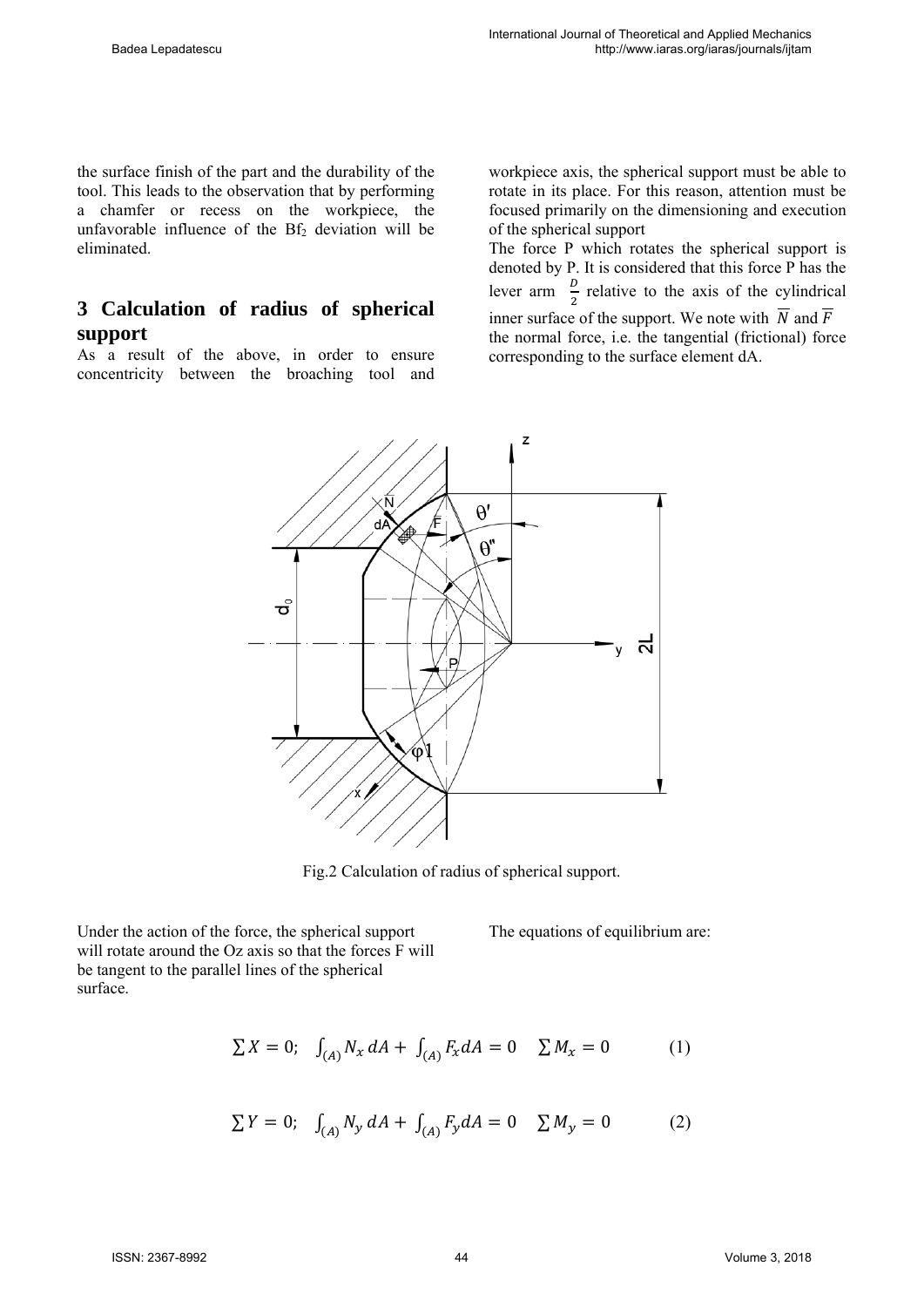the surface finish of the part and the durability of the tool. This leads to the observation that by performing a chamfer or recess on the workpiece, the unfavorable influence of the $Bf_2$ deviation will be eliminated.

## 3 Calculation of radius of spherical support

As a result of the above, in order to ensure concentricity between the broaching tool and workpiece axis, the spherical support must be able to rotate in its place. For this reason, attention must be focused primarily on the dimensioning and execution of the spherical support

The force P which rotates the spherical support is denoted by P. It is considered that this force P has the lever arm $\frac{D}{2}$ relative to the axis of the cylindrical inner surface of the support. We note with $\overline{N}$ and $\overline{F}$ the normal force, i.e. the tangential (frictional) force corresponding to the surface element dA.

Fig.2 Calculation of radius of spherical support.

Under the action of the force, the spherical support will rotate around the Oz axis so that the forces F will be tangent to the parallel lines of the spherical surface.

The equations of equilibrium are:

$$\sum X = 0; \quad \int_{(A)} N_x\, dA + \int_{(A)} F_x dA = 0 \quad \sum M_x = 0 \qquad (1)$$

$$\sum Y = 0; \quad \int_{(A)} N_y\, dA + \int_{(A)} F_y dA = 0 \quad \sum M_y = 0 \qquad (2)$$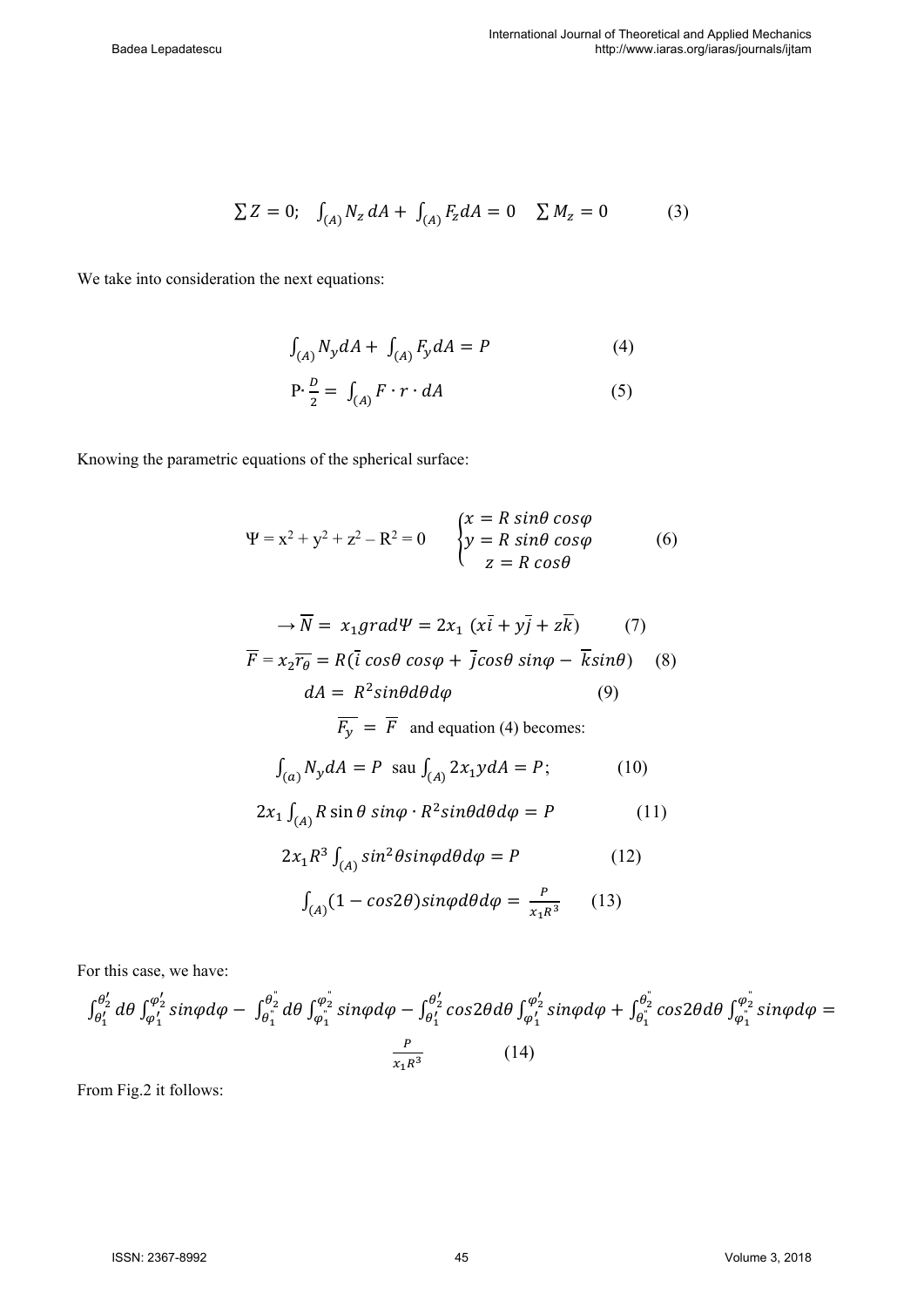$$\sum Z = 0; \quad \int_{(A)} N_z \, dA + \int_{(A)} F_z dA = 0 \quad \sum M_z = 0 \qquad (3)$$

We take into consideration the next equations:

$$\int_{(A)} N_y dA + \int_{(A)} F_y dA = P \qquad (4)$$

$$\mathrm{P} \cdot \frac{D}{2} = \int_{(A)} F \cdot r \cdot dA \qquad (5)$$

Knowing the parametric equations of the spherical surface:

$$\Psi = x^2 + y^2 + z^2 - R^2 = 0 \qquad \begin{cases} x = R \, sin\theta \, cos\varphi \\ y = R \, sin\theta \, cos\varphi \\ z = R \, cos\theta \end{cases} \qquad (6)$$

$$\rightarrow \overline{N} = x_1 grad\Psi = 2x_1 \, (x\overline{i} + y\overline{j} + z\overline{k}) \qquad (7)$$

$$\overline{F} = x_2 \overline{r_\theta} = R(\overline{i} \, cos\theta \, cos\varphi + \overline{j} cos\theta \, sin\varphi - \overline{k} sin\theta) \quad (8)$$

$$dA = R^2 sin\theta d\theta d\varphi \qquad (9)$$

$\overline{F_y} = \overline{F}$ and equation (4) becomes:

$$\int_{(a)} N_y dA = P \;\; \text{sau} \int_{(A)} 2x_1 y dA = P; \qquad (10)$$

$$2x_1 \int_{(A)} R \sin\theta \; sin\varphi \cdot R^2 sin\theta d\theta d\varphi = P \qquad (11)$$

$$2x_1 R^3 \int_{(A)} sin^2\theta sin\varphi d\theta d\varphi = P \qquad (12)$$

$$\int_{(A)} (1 - cos2\theta) sin\varphi d\theta d\varphi = \frac{P}{x_1 R^3} \qquad (13)$$

For this case, we have:

$$\int_{\theta_1'}^{\theta_2'} d\theta \int_{\varphi_1'}^{\varphi_2'} sin\varphi d\varphi - \int_{\theta_1''}^{\theta_2''} d\theta \int_{\varphi_1''}^{\varphi_2''} sin\varphi d\varphi - \int_{\theta_1'}^{\theta_2'} cos2\theta d\theta \int_{\varphi_1'}^{\varphi_2'} sin\varphi d\varphi + \int_{\theta_1''}^{\theta_2''} cos2\theta d\theta \int_{\varphi_1''}^{\varphi_2''} sin\varphi d\varphi = \frac{P}{x_1 R^3} \qquad (14)$$

From Fig.2 it follows: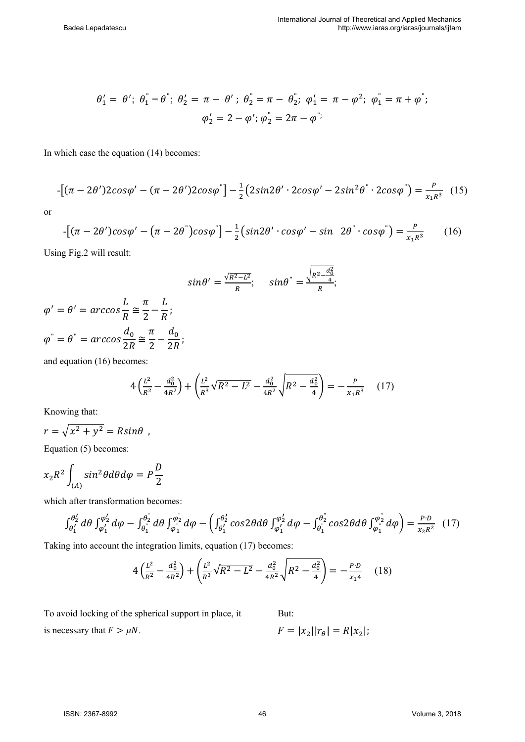$$\theta_1' = \theta'; \; \theta_1^{"} = \theta^{"}; \; \theta_2' = \pi - \theta'; \; \theta_2^{"} = \pi - \theta_2^{"}; \; \varphi_1' = \pi - \varphi^2; \; \varphi_1^{"} = \pi + \varphi^{"};$$

$$\varphi_2' = 2 - \varphi'; \varphi_2^{"} = 2\pi - \varphi^{"};$$

In which case the equation (14) becomes:

$$-[(\pi - 2\theta')2cos\varphi' - (\pi - 2\theta')2cos\varphi^{"}] - \frac{1}{2}\left(2sin2\theta' \cdot 2cos\varphi' - 2sin^2\theta^{"} \cdot 2cos\varphi^{"}\right) = \frac{P}{x_1 R^3} \quad (15)$$

or

$$-[(\pi - 2\theta')cos\varphi' - \left(\pi - 2\theta^{"}\right)cos\varphi^{"}] - \frac{1}{2}\left(sin2\theta' \cdot cos\varphi' - sin \quad 2\theta^{"} \cdot cos\varphi^{"}\right) = \frac{P}{x_1 R^3} \quad (16)$$

Using Fig.2 will result:

$$sin\theta' = \frac{\sqrt{R^2 - L^2}}{R}; \qquad sin\theta^{"} = \frac{\sqrt{R^2 - \frac{d_0^2}{4}}}{R};$$

$$\varphi' = \theta' = arccos\frac{L}{R} \cong \frac{\pi}{2} - \frac{L}{R};$$

$$\varphi^{"} = \theta^{"} = arccos\frac{d_0}{2R} \cong \frac{\pi}{2} - \frac{d_0}{2R};$$

and equation (16) becomes:

$$4\left(\frac{L^2}{R^2} - \frac{d_0^2}{4R^2}\right) + \left(\frac{L^2}{R^3}\sqrt{R^2 - L^2} - \frac{d_0^2}{4R^2}\sqrt{R^2 - \frac{d_0^2}{4}}\right) = -\frac{P}{x_1 R^3} \quad (17)$$

Knowing that:

$$r = \sqrt{x^2 + y^2} = Rsin\theta \ ,$$

Equation (5) becomes:

$$x_2 R^2 \int_{(A)} sin^2\theta d\theta d\varphi = P\frac{D}{2}$$

which after transformation becomes:

$$\int_{\theta_1'}^{\theta_2'} d\theta \int_{\varphi_1'}^{\varphi_2'} d\varphi - \int_{\theta_1^{"}}^{\theta_2^{"}} d\theta \int_{\varphi_1^{"}}^{\varphi_2^{"}} d\varphi - \left(\int_{\theta_1'}^{\theta_2'} cos2\theta d\theta \int_{\varphi_1'}^{\varphi_2'} d\varphi - \int_{\theta_1^{"}}^{\theta_2^{"}} cos2\theta d\theta \int_{\varphi_1^{"}}^{\varphi_2^{"}} d\varphi\right) = \frac{P \cdot D}{x_2 R^2} \quad (17)$$

Taking into account the integration limits, equation (17) becomes:

$$4\left(\frac{L^2}{R^2} - \frac{d_0^2}{4R^2}\right) + \left(\frac{L^2}{R^3}\sqrt{R^2 - L^2} - \frac{d_0^2}{4R^2}\sqrt{R^2 - \frac{d_0^2}{4}}\right) = -\frac{P \cdot D}{x_1 4} \quad (18)$$

To avoid locking of the spherical support in place, it is necessary that $F > \mu N$.

But:

$$F = |x_2||\overline{r_\theta}| = R|x_2|;$$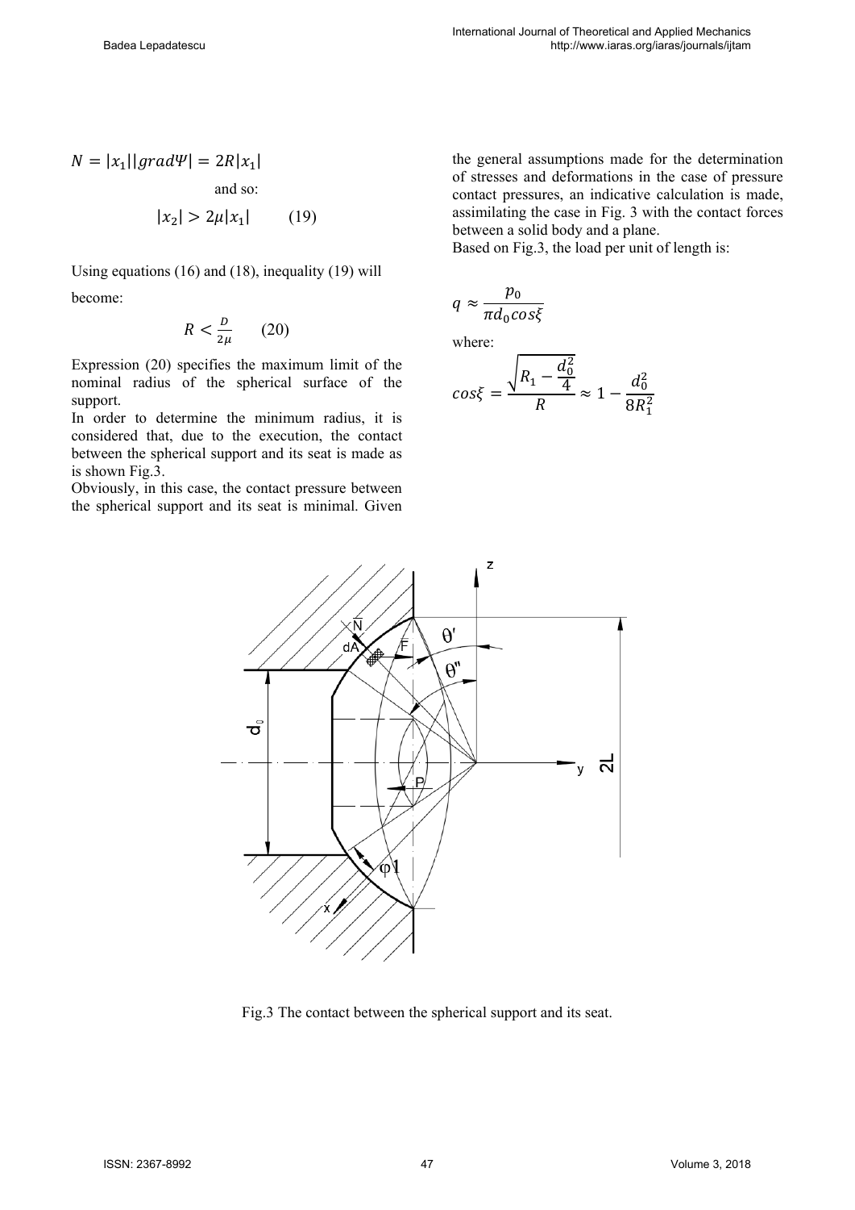$$N = |x_1||grad\Psi| = 2R|x_1|$$

and so:

$$|x_2| > 2\mu|x_1| \qquad (19)$$

Using equations (16) and (18), inequality (19) will become:

$$R < \frac{D}{2\mu} \qquad (20)$$

Expression (20) specifies the maximum limit of the nominal radius of the spherical surface of the support.

In order to determine the minimum radius, it is considered that, due to the execution, the contact between the spherical support and its seat is made as is shown Fig.3.

Obviously, in this case, the contact pressure between the spherical support and its seat is minimal. Given the general assumptions made for the determination of stresses and deformations in the case of pressure contact pressures, an indicative calculation is made, assimilating the case in Fig. 3 with the contact forces between a solid body and a plane.

Based on Fig.3, the load per unit of length is:

$$q \approx \frac{p_0}{\pi d_0 cos\xi}$$

where:

$$cos\xi = \frac{\sqrt{R_1 - \frac{d_0^2}{4}}}{R} \approx 1 - \frac{d_0^2}{8R_1^2}$$

Fig.3 The contact between the spherical support and its seat.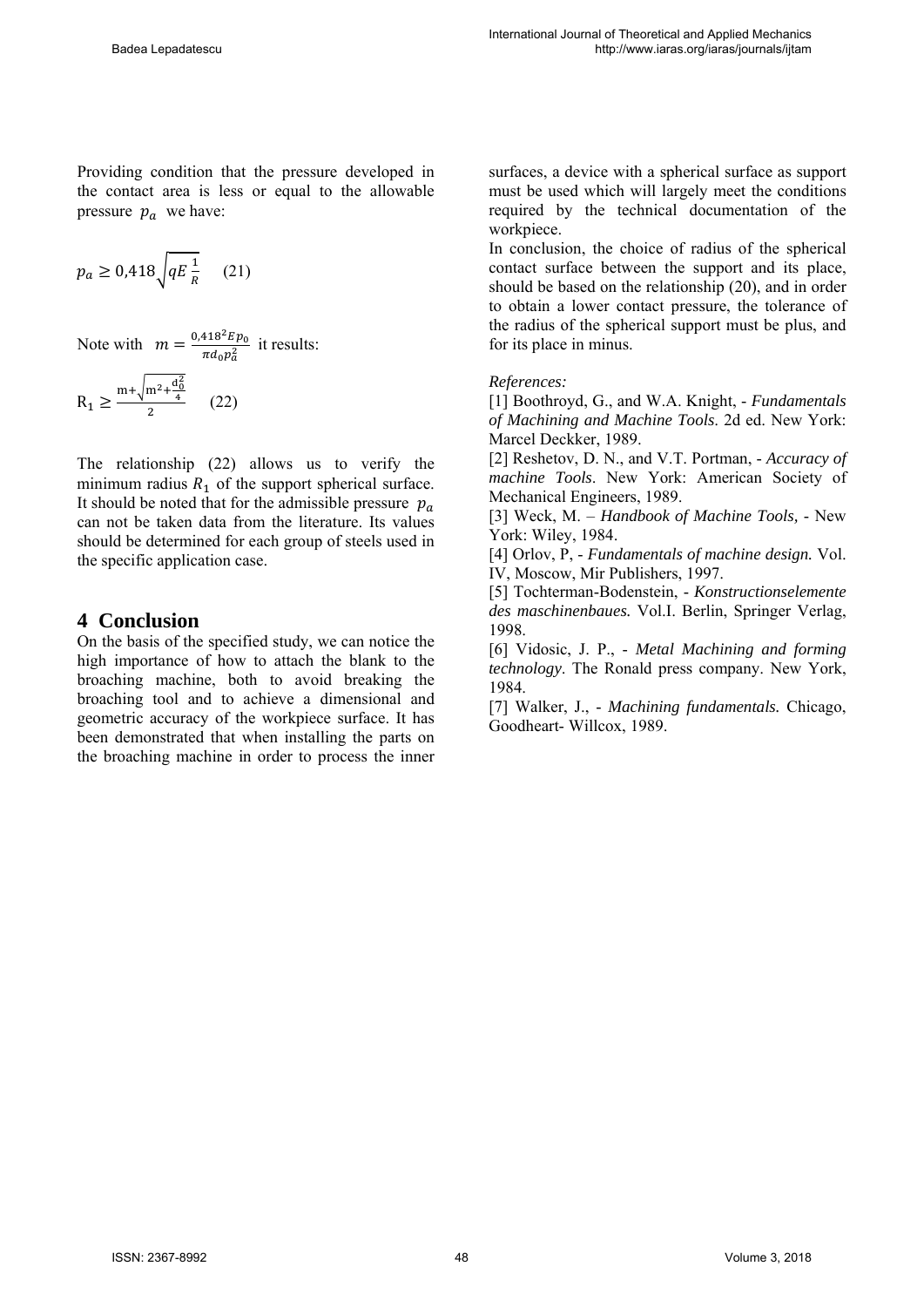Providing condition that the pressure developed in the contact area is less or equal to the allowable pressure $p_a$ we have:

$$p_a \geq 0{,}418\sqrt{qE\,\frac{1}{R}} \quad (21)$$

Note with $m = \frac{0{,}418^2 E p_0}{\pi d_0 p_a^2}$ it results:

$$R_1 \geq \frac{m + \sqrt{m^2 + \frac{d_0^2}{4}}}{2} \quad (22)$$

The relationship (22) allows us to verify the minimum radius $R_1$ of the support spherical surface. It should be noted that for the admissible pressure $p_a$ can not be taken data from the literature. Its values should be determined for each group of steels used in the specific application case.

## 4 Conclusion

On the basis of the specified study, we can notice the high importance of how to attach the blank to the broaching machine, both to avoid breaking the broaching tool and to achieve a dimensional and geometric accuracy of the workpiece surface. It has been demonstrated that when installing the parts on the broaching machine in order to process the inner surfaces, a device with a spherical surface as support must be used which will largely meet the conditions required by the technical documentation of the workpiece.

In conclusion, the choice of radius of the spherical contact surface between the support and its place, should be based on the relationship (20), and in order to obtain a lower contact pressure, the tolerance of the radius of the spherical support must be plus, and for its place in minus.

*References:*

[1] Boothroyd, G., and W.A. Knight, - *Fundamentals of Machining and Machine Tools*. 2d ed. New York: Marcel Deckker, 1989.

[2] Reshetov, D. N., and V.T. Portman, - *Accuracy of machine Tools*. New York: American Society of Mechanical Engineers, 1989.

[3] Weck, M. – *Handbook of Machine Tools,* - New York: Wiley, 1984.

[4] Orlov, P, - *Fundamentals of machine design.* Vol. IV, Moscow, Mir Publishers, 1997.

[5] Tochterman-Bodenstein, - *Konstructionselemente des maschinenbaues.* Vol.I. Berlin, Springer Verlag, 1998.

[6] Vidosic, J. P., - *Metal Machining and forming technology*. The Ronald press company. New York, 1984.

[7] Walker, J., - *Machining fundamentals.* Chicago, Goodheart- Willcox, 1989.